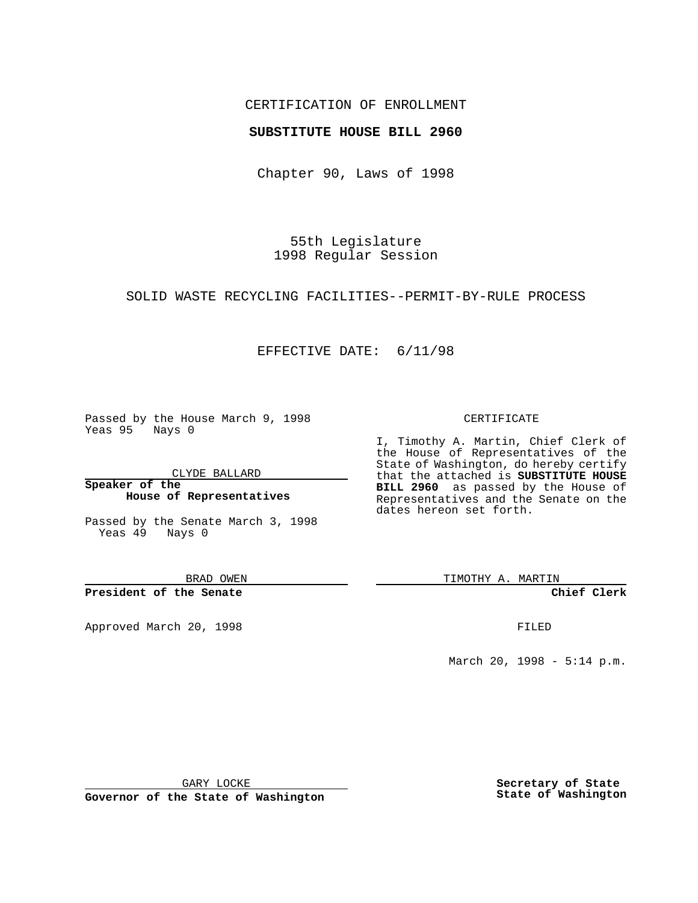CERTIFICATION OF ENROLLMENT

**SUBSTITUTE HOUSE BILL 2960**

Chapter 90, Laws of 1998

55th Legislature
1998 Regular Session

SOLID WASTE RECYCLING FACILITIES--PERMIT-BY-RULE PROCESS

EFFECTIVE DATE: 6/11/98

Passed by the House March 9, 1998
Yeas 95 Nays 0

CLYDE BALLARD

**Speaker of the House of Representatives**

Passed by the Senate March 3, 1998
Yeas 49 Nays 0

BRAD OWEN

**President of the Senate**

Approved March 20, 1998

GARY LOCKE

**Governor of the State of Washington**

CERTIFICATE

I, Timothy A. Martin, Chief Clerk of the House of Representatives of the State of Washington, do hereby certify that the attached is **SUBSTITUTE HOUSE BILL 2960** as passed by the House of Representatives and the Senate on the dates hereon set forth.

TIMOTHY A. MARTIN

**Chief Clerk**

FILED

March 20, 1998 - 5:14 p.m.

**Secretary of State State of Washington**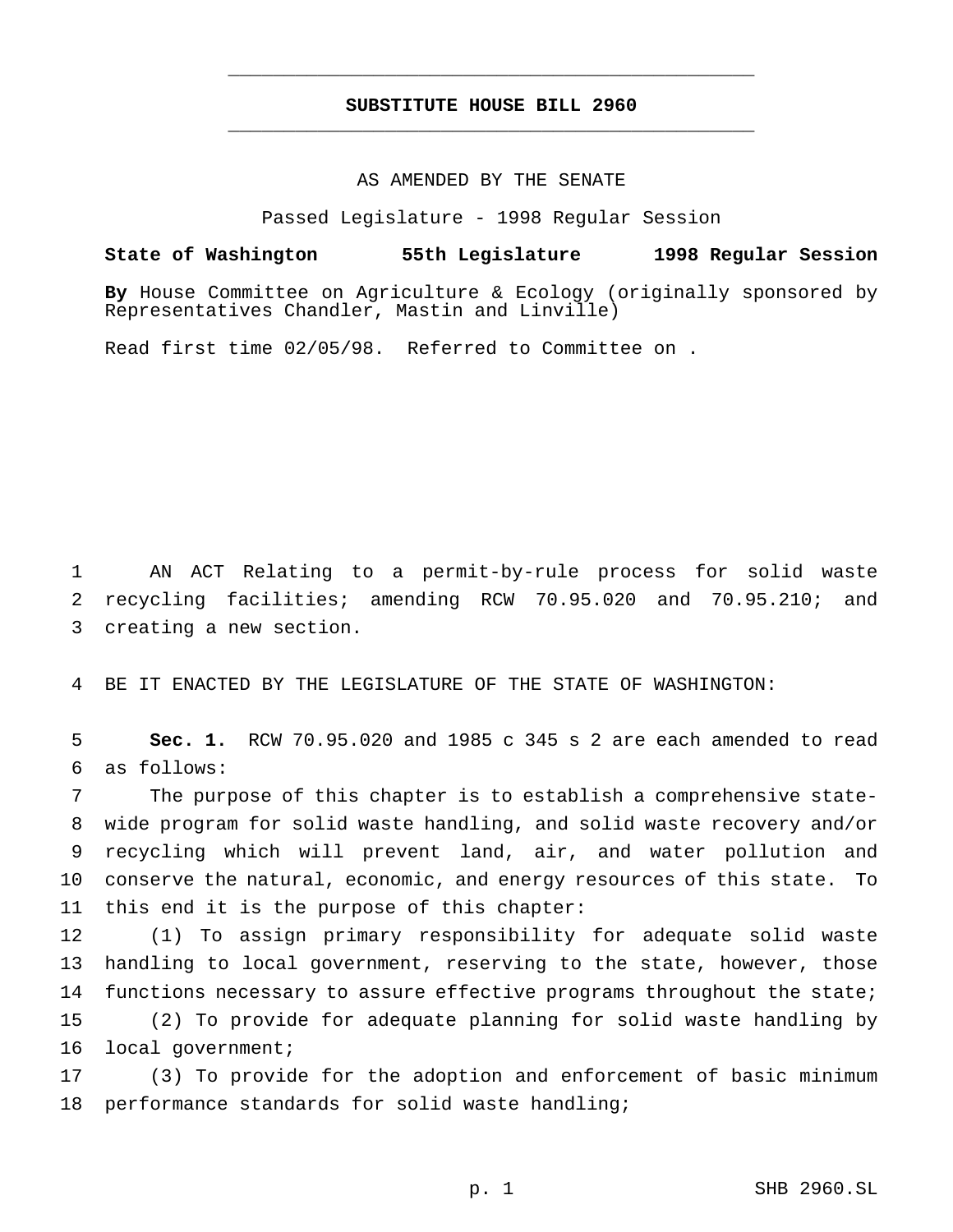# SUBSTITUTE HOUSE BILL 2960

AS AMENDED BY THE SENATE

Passed Legislature - 1998 Regular Session

**State of Washington 55th Legislature 1998 Regular Session**

**By** House Committee on Agriculture & Ecology (originally sponsored by Representatives Chandler, Mastin and Linville)

Read first time 02/05/98. Referred to Committee on .

AN ACT Relating to a permit-by-rule process for solid waste recycling facilities; amending RCW 70.95.020 and 70.95.210; and creating a new section.

BE IT ENACTED BY THE LEGISLATURE OF THE STATE OF WASHINGTON:

**Sec. 1.** RCW 70.95.020 and 1985 c 345 s 2 are each amended to read as follows:

The purpose of this chapter is to establish a comprehensive statewide program for solid waste handling, and solid waste recovery and/or recycling which will prevent land, air, and water pollution and conserve the natural, economic, and energy resources of this state. To this end it is the purpose of this chapter:

(1) To assign primary responsibility for adequate solid waste handling to local government, reserving to the state, however, those functions necessary to assure effective programs throughout the state;

(2) To provide for adequate planning for solid waste handling by local government;

(3) To provide for the adoption and enforcement of basic minimum performance standards for solid waste handling;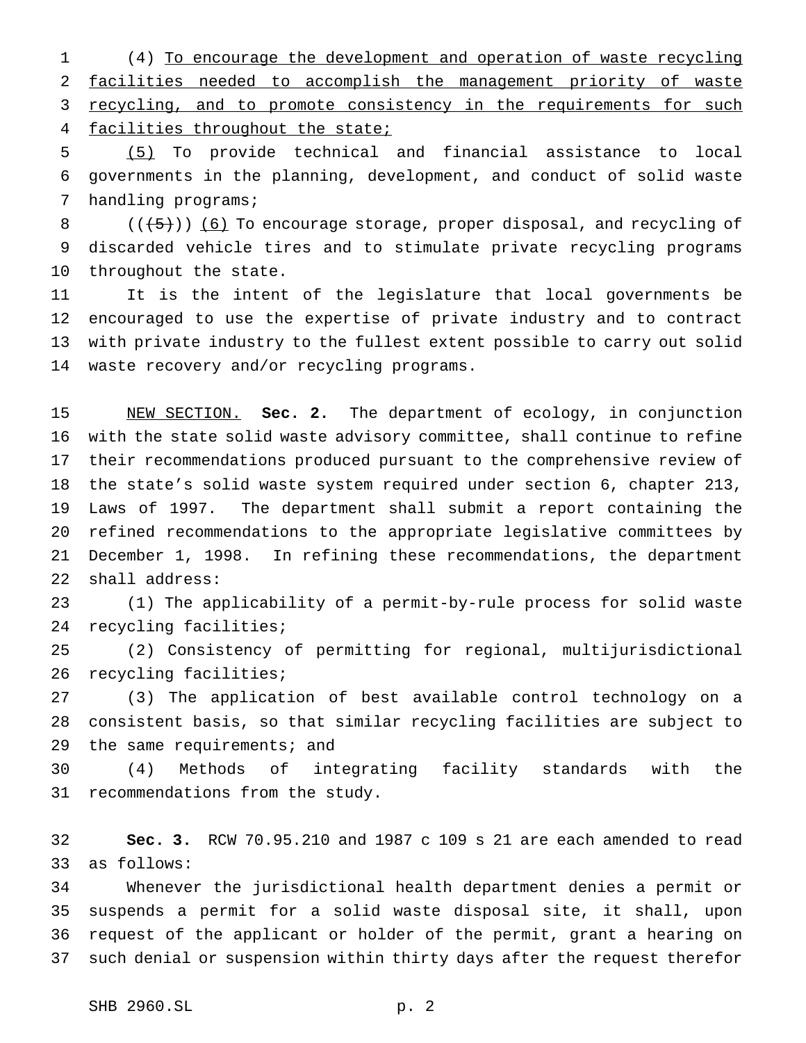(4) To encourage the development and operation of waste recycling facilities needed to accomplish the management priority of waste recycling, and to promote consistency in the requirements for such facilities throughout the state;

(5) To provide technical and financial assistance to local governments in the planning, development, and conduct of solid waste handling programs;

((~~(5)~~)) (6) To encourage storage, proper disposal, and recycling of discarded vehicle tires and to stimulate private recycling programs throughout the state.

It is the intent of the legislature that local governments be encouraged to use the expertise of private industry and to contract with private industry to the fullest extent possible to carry out solid waste recovery and/or recycling programs.

NEW SECTION. **Sec. 2.** The department of ecology, in conjunction with the state solid waste advisory committee, shall continue to refine their recommendations produced pursuant to the comprehensive review of the state's solid waste system required under section 6, chapter 213, Laws of 1997. The department shall submit a report containing the refined recommendations to the appropriate legislative committees by December 1, 1998. In refining these recommendations, the department shall address:

(1) The applicability of a permit-by-rule process for solid waste recycling facilities;

(2) Consistency of permitting for regional, multijurisdictional recycling facilities;

(3) The application of best available control technology on a consistent basis, so that similar recycling facilities are subject to the same requirements; and

(4) Methods of integrating facility standards with the recommendations from the study.

**Sec. 3.** RCW 70.95.210 and 1987 c 109 s 21 are each amended to read as follows:

Whenever the jurisdictional health department denies a permit or suspends a permit for a solid waste disposal site, it shall, upon request of the applicant or holder of the permit, grant a hearing on such denial or suspension within thirty days after the request therefor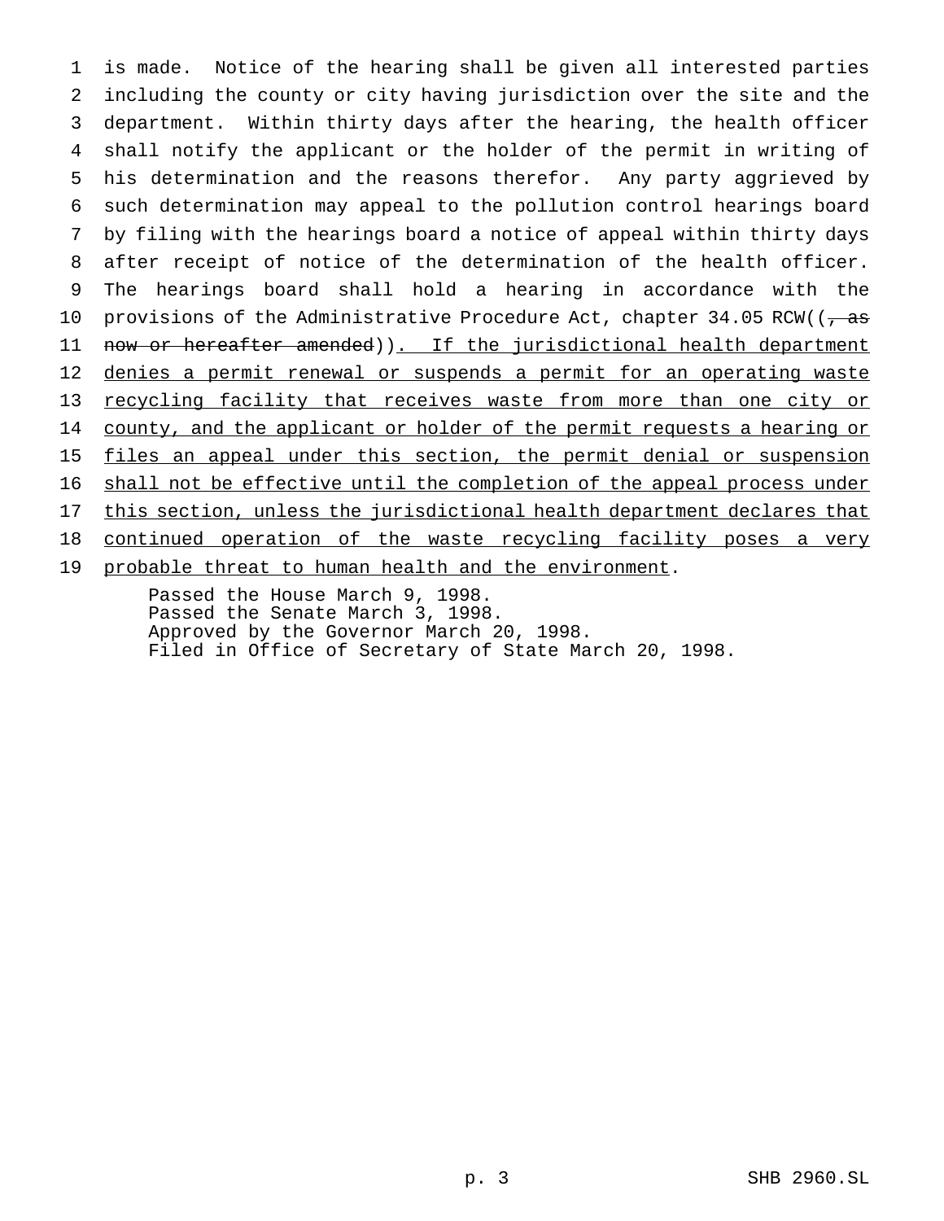is made. Notice of the hearing shall be given all interested parties including the county or city having jurisdiction over the site and the department. Within thirty days after the hearing, the health officer shall notify the applicant or the holder of the permit in writing of his determination and the reasons therefor. Any party aggrieved by such determination may appeal to the pollution control hearings board by filing with the hearings board a notice of appeal within thirty days after receipt of notice of the determination of the health officer. The hearings board shall hold a hearing in accordance with the provisions of the Administrative Procedure Act, chapter 34.05 RCW((~~, as now or hereafter amended~~)). If the jurisdictional health department denies a permit renewal or suspends a permit for an operating waste recycling facility that receives waste from more than one city or county, and the applicant or holder of the permit requests a hearing or files an appeal under this section, the permit denial or suspension shall not be effective until the completion of the appeal process under this section, unless the jurisdictional health department declares that continued operation of the waste recycling facility poses a very probable threat to human health and the environment.

Passed the House March 9, 1998.
Passed the Senate March 3, 1998.
Approved by the Governor March 20, 1998.
Filed in Office of Secretary of State March 20, 1998.